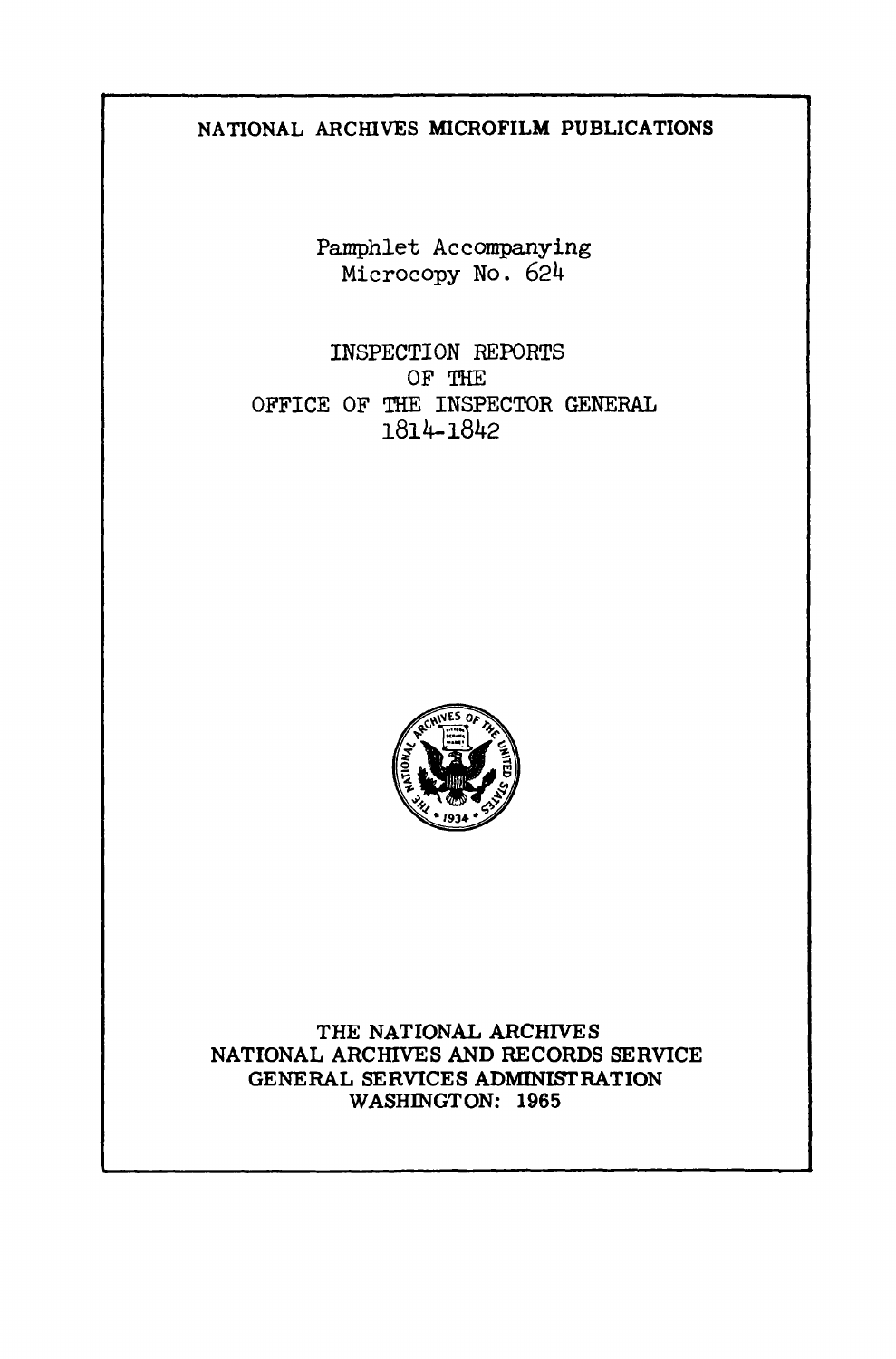NATIONAL ARCHIVES MICROFILM PUBLICATIONS

Pamphlet Accompanying
Microcopy No. 624

# INSPECTION REPORTS OF THE OFFICE OF THE INSPECTOR GENERAL 1814-1842

THE NATIONAL ARCHIVES
NATIONAL ARCHIVES AND RECORDS SERVICE
GENERAL SERVICES ADMINISTRATION
WASHINGTON: 1965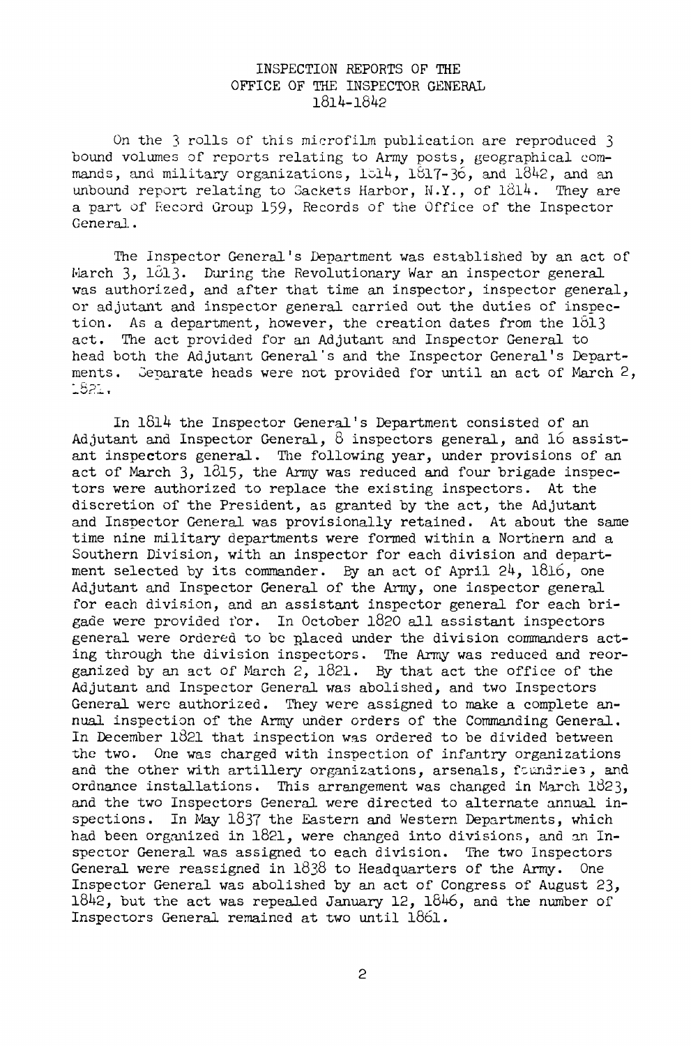# INSPECTION REPORTS OF THE OFFICE OF THE INSPECTOR GENERAL 1814-1842

On the 3 rolls of this microfilm publication are reproduced 3 bound volumes of reports relating to Army posts, geographical commands, and military organizations, 1814, 1817-36, and 1842, and an unbound report relating to Sackets Harbor, N.Y., of 1814. They are a part of Record Group 159, Records of the Office of the Inspector General.

The Inspector General's Department was established by an act of March 3, 1813. During the Revolutionary War an inspector general was authorized, and after that time an inspector, inspector general, or adjutant and inspector general carried out the duties of inspection. As a department, however, the creation dates from the 1813 act. The act provided for an Adjutant and Inspector General to head both the Adjutant General's and the Inspector General's Departments. Separate heads were not provided for until an act of March 2, 1821.

In 1814 the Inspector General's Department consisted of an Adjutant and Inspector General, 8 inspectors general, and 16 assistant inspectors general. The following year, under provisions of an act of March 3, 1815, the Army was reduced and four brigade inspectors were authorized to replace the existing inspectors. At the discretion of the President, as granted by the act, the Adjutant and Inspector General was provisionally retained. At about the same time nine military departments were formed within a Northern and a Southern Division, with an inspector for each division and department selected by its commander. By an act of April 24, 1816, one Adjutant and Inspector General of the Army, one inspector general for each division, and an assistant inspector general for each brigade were provided for. In October 1820 all assistant inspectors general were ordered to be placed under the division commanders acting through the division inspectors. The Army was reduced and reorganized by an act of March 2, 1821. By that act the office of the Adjutant and Inspector General was abolished, and two Inspectors General were authorized. They were assigned to make a complete annual inspection of the Army under orders of the Commanding General. In December 1821 that inspection was ordered to be divided between the two. One was charged with inspection of infantry organizations and the other with artillery organizations, arsenals, foundries, and ordnance installations. This arrangement was changed in March 1823, and the two Inspectors General were directed to alternate annual inspections. In May 1837 the Eastern and Western Departments, which had been organized in 1821, were changed into divisions, and an Inspector General was assigned to each division. The two Inspectors General were reassigned in 1838 to Headquarters of the Army. One Inspector General was abolished by an act of Congress of August 23, 1842, but the act was repealed January 12, 1846, and the number of Inspectors General remained at two until 1861.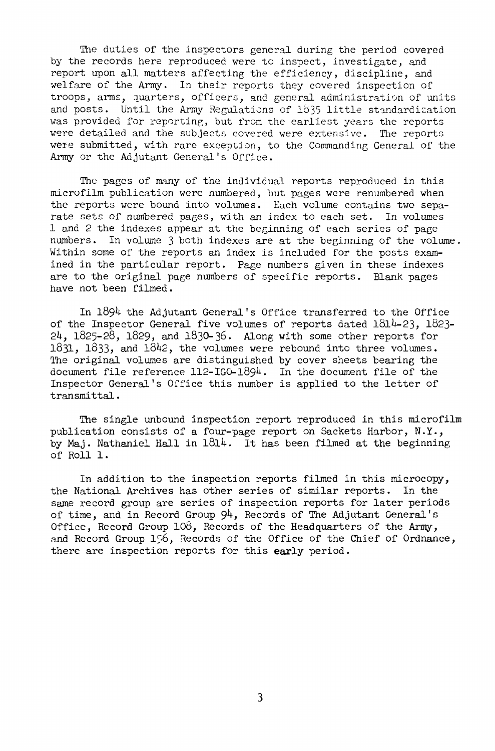The duties of the inspectors general during the period covered by the records here reproduced were to inspect, investigate, and report upon all matters affecting the efficiency, discipline, and welfare of the Army. In their reports they covered inspection of troops, arms, quarters, officers, and general administration of units and posts. Until the Army Regulations of 1835 little standardization was provided for reporting, but from the earliest years the reports were detailed and the subjects covered were extensive. The reports were submitted, with rare exception, to the Commanding General of the Army or the Adjutant General's Office.

The pages of many of the individual reports reproduced in this microfilm publication were numbered, but pages were renumbered when the reports were bound into volumes. Each volume contains two separate sets of numbered pages, with an index to each set. In volumes 1 and 2 the indexes appear at the beginning of each series of page numbers. In volume 3 both indexes are at the beginning of the volume. Within some of the reports an index is included for the posts examined in the particular report. Page numbers given in these indexes are to the original page numbers of specific reports. Blank pages have not been filmed.

In 1894 the Adjutant General's Office transferred to the Office of the Inspector General five volumes of reports dated 1814-23, 1823-24, 1825-28, 1829, and 1830-36. Along with some other reports for 1831, 1833, and 1842, the volumes were rebound into three volumes. The original volumes are distinguished by cover sheets bearing the document file reference 112-IGO-1894. In the document file of the Inspector General's Office this number is applied to the letter of transmittal.

The single unbound inspection report reproduced in this microfilm publication consists of a four-page report on Sackets Harbor, N.Y., by Maj. Nathaniel Hall in 1814. It has been filmed at the beginning of Roll 1.

In addition to the inspection reports filmed in this microcopy, the National Archives has other series of similar reports. In the same record group are series of inspection reports for later periods of time, and in Record Group 94, Records of The Adjutant General's Office, Record Group 108, Records of the Headquarters of the Army, and Record Group 156, Records of the Office of the Chief of Ordnance, there are inspection reports for this early period.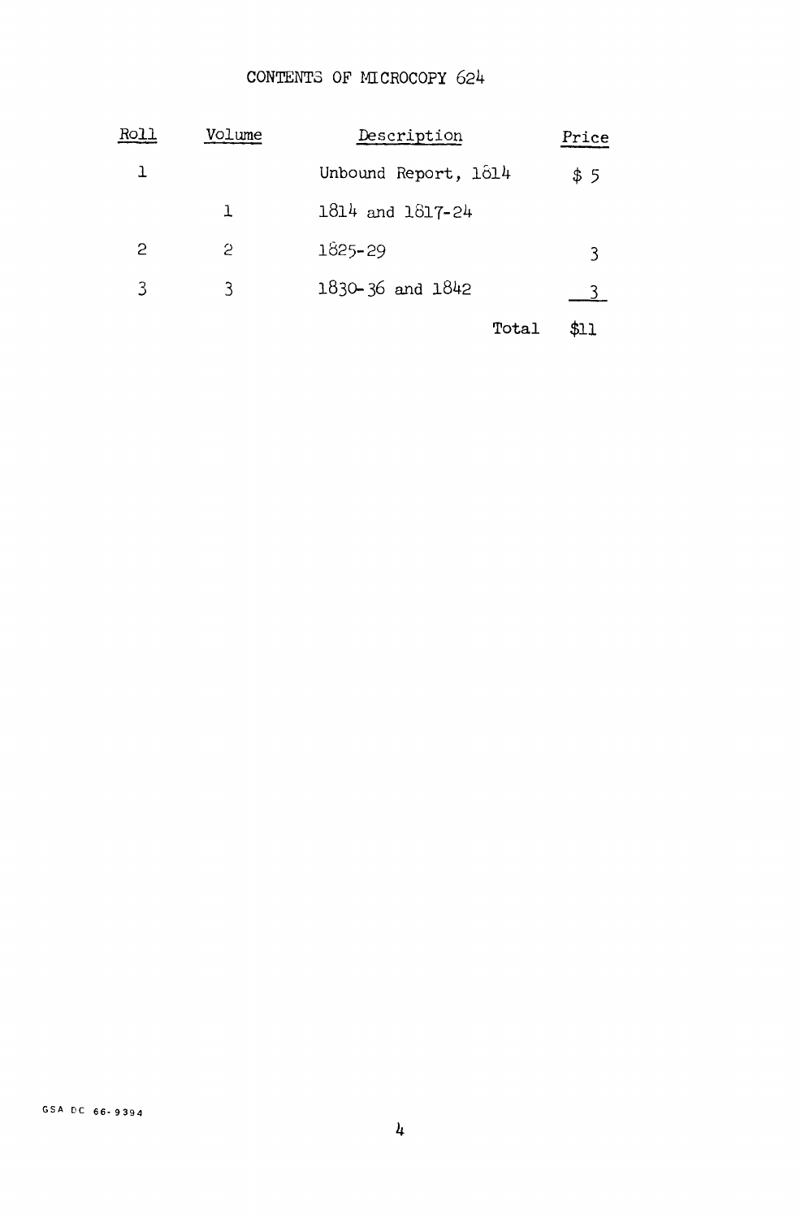# CONTENTS OF MICROCOPY 624

| Roll | Volume | Description | Price |
|---|---|---|---|
| 1 | | Unbound Report, 1814 | $ 5 |
| | 1 | 1814 and 1817-24 | |
| 2 | 2 | 1825-29 | 3 |
| 3 | 3 | 1830-36 and 1842 | 3 |
| | | Total | $11 |

GSA DC 66-9394